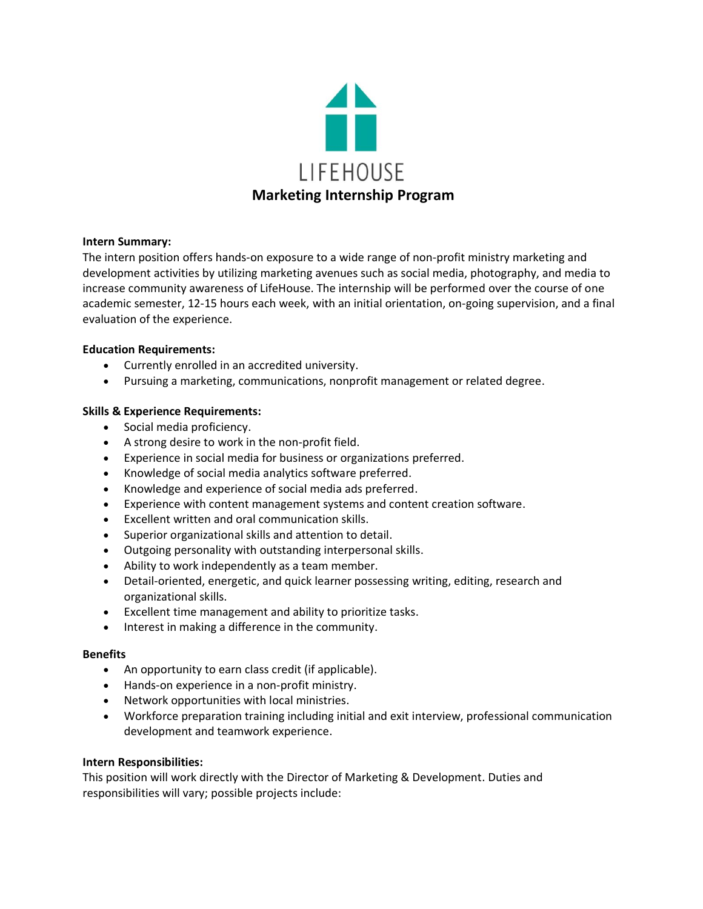LIFEHOUSE

# Marketing Internship Program

**Intern Summary:**
The intern position offers hands-on exposure to a wide range of non-profit ministry marketing and development activities by utilizing marketing avenues such as social media, photography, and media to increase community awareness of LifeHouse. The internship will be performed over the course of one academic semester, 12-15 hours each week, with an initial orientation, on-going supervision, and a final evaluation of the experience.

**Education Requirements:**

- Currently enrolled in an accredited university.
- Pursuing a marketing, communications, nonprofit management or related degree.

**Skills & Experience Requirements:**

- Social media proficiency.
- A strong desire to work in the non-profit field.
- Experience in social media for business or organizations preferred.
- Knowledge of social media analytics software preferred.
- Knowledge and experience of social media ads preferred.
- Experience with content management systems and content creation software.
- Excellent written and oral communication skills.
- Superior organizational skills and attention to detail.
- Outgoing personality with outstanding interpersonal skills.
- Ability to work independently as a team member.
- Detail-oriented, energetic, and quick learner possessing writing, editing, research and organizational skills.
- Excellent time management and ability to prioritize tasks.
- Interest in making a difference in the community.

**Benefits**

- An opportunity to earn class credit (if applicable).
- Hands-on experience in a non-profit ministry.
- Network opportunities with local ministries.
- Workforce preparation training including initial and exit interview, professional communication development and teamwork experience.

**Intern Responsibilities:**
This position will work directly with the Director of Marketing & Development. Duties and responsibilities will vary; possible projects include: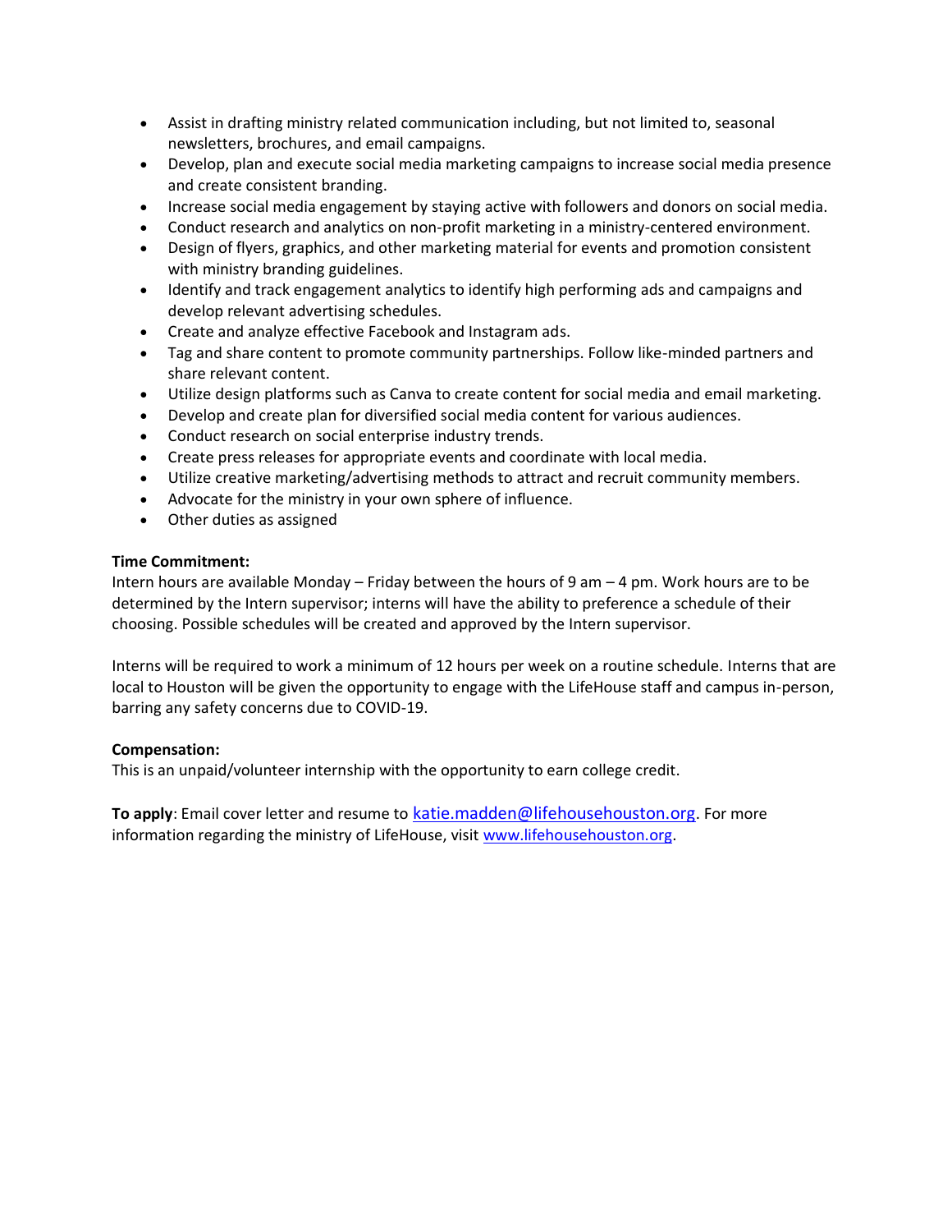- Assist in drafting ministry related communication including, but not limited to, seasonal newsletters, brochures, and email campaigns.
- Develop, plan and execute social media marketing campaigns to increase social media presence and create consistent branding.
- Increase social media engagement by staying active with followers and donors on social media.
- Conduct research and analytics on non-profit marketing in a ministry-centered environment.
- Design of flyers, graphics, and other marketing material for events and promotion consistent with ministry branding guidelines.
- Identify and track engagement analytics to identify high performing ads and campaigns and develop relevant advertising schedules.
- Create and analyze effective Facebook and Instagram ads.
- Tag and share content to promote community partnerships. Follow like-minded partners and share relevant content.
- Utilize design platforms such as Canva to create content for social media and email marketing.
- Develop and create plan for diversified social media content for various audiences.
- Conduct research on social enterprise industry trends.
- Create press releases for appropriate events and coordinate with local media.
- Utilize creative marketing/advertising methods to attract and recruit community members.
- Advocate for the ministry in your own sphere of influence.
- Other duties as assigned

**Time Commitment:**
Intern hours are available Monday – Friday between the hours of 9 am – 4 pm. Work hours are to be determined by the Intern supervisor; interns will have the ability to preference a schedule of their choosing. Possible schedules will be created and approved by the Intern supervisor.

Interns will be required to work a minimum of 12 hours per week on a routine schedule. Interns that are local to Houston will be given the opportunity to engage with the LifeHouse staff and campus in-person, barring any safety concerns due to COVID-19.

**Compensation:**
This is an unpaid/volunteer internship with the opportunity to earn college credit.

**To apply**: Email cover letter and resume to katie.madden@lifehousehouston.org. For more information regarding the ministry of LifeHouse, visit www.lifehousehouston.org.